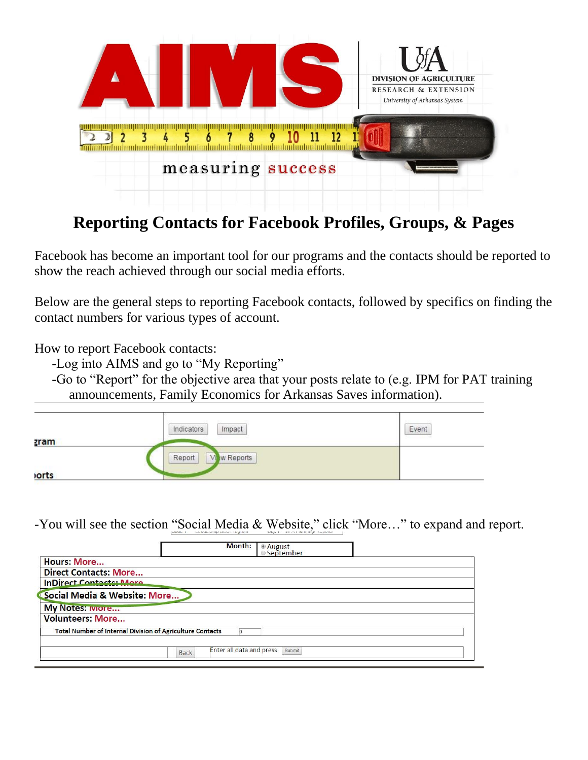# Reporting Contacts for Facebook Profiles, Groups, & Pages

Facebook has become an important tool for our programs and the contacts should be reported to show the reach achieved through our social media efforts.

Below are the general steps to reporting Facebook contacts, followed by specifics on finding the contact numbers for various types of account.

How to report Facebook contacts:

- Log into AIMS and go to "My Reporting"
- Go to "Report" for the objective area that your posts relate to (e.g. IPM for PAT training announcements, Family Economics for Arkansas Saves information).

- You will see the section "Social Media & Website," click "More…" to expand and report.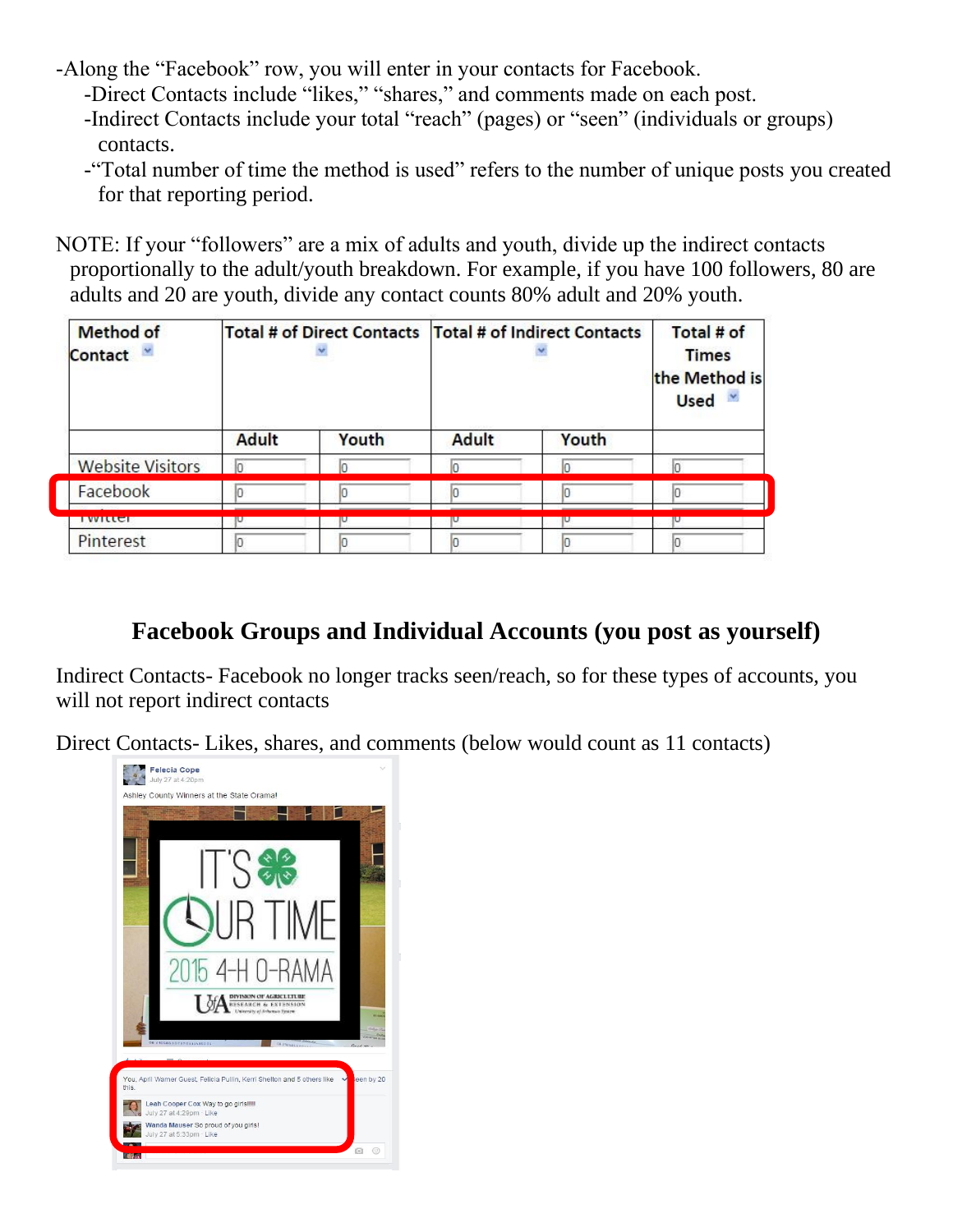-Along the "Facebook" row, you will enter in your contacts for Facebook.

-Direct Contacts include "likes," "shares," and comments made on each post.

-Indirect Contacts include your total "reach" (pages) or "seen" (individuals or groups) contacts.

-"Total number of time the method is used" refers to the number of unique posts you created for that reporting period.

NOTE: If your "followers" are a mix of adults and youth, divide up the indirect contacts proportionally to the adult/youth breakdown. For example, if you have 100 followers, 80 are adults and 20 are youth, divide any contact counts 80% adult and 20% youth.

| Method of Contact | Total # of Direct Contacts | | Total # of Indirect Contacts | | Total # of Times the Method is Used |
|---|---|---|---|---|---|
| | Adult | Youth | Adult | Youth | |
| Website Visitors | 0 | 0 | 0 | 0 | 0 |
| Facebook | 0 | 0 | 0 | 0 | 0 |
| Twitter | 0 | 0 | 0 | 0 | 0 |
| Pinterest | 0 | 0 | 0 | 0 | 0 |

## Facebook Groups and Individual Accounts (you post as yourself)

Indirect Contacts- Facebook no longer tracks seen/reach, so for these types of accounts, you will not report indirect contacts

Direct Contacts- Likes, shares, and comments (below would count as 11 contacts)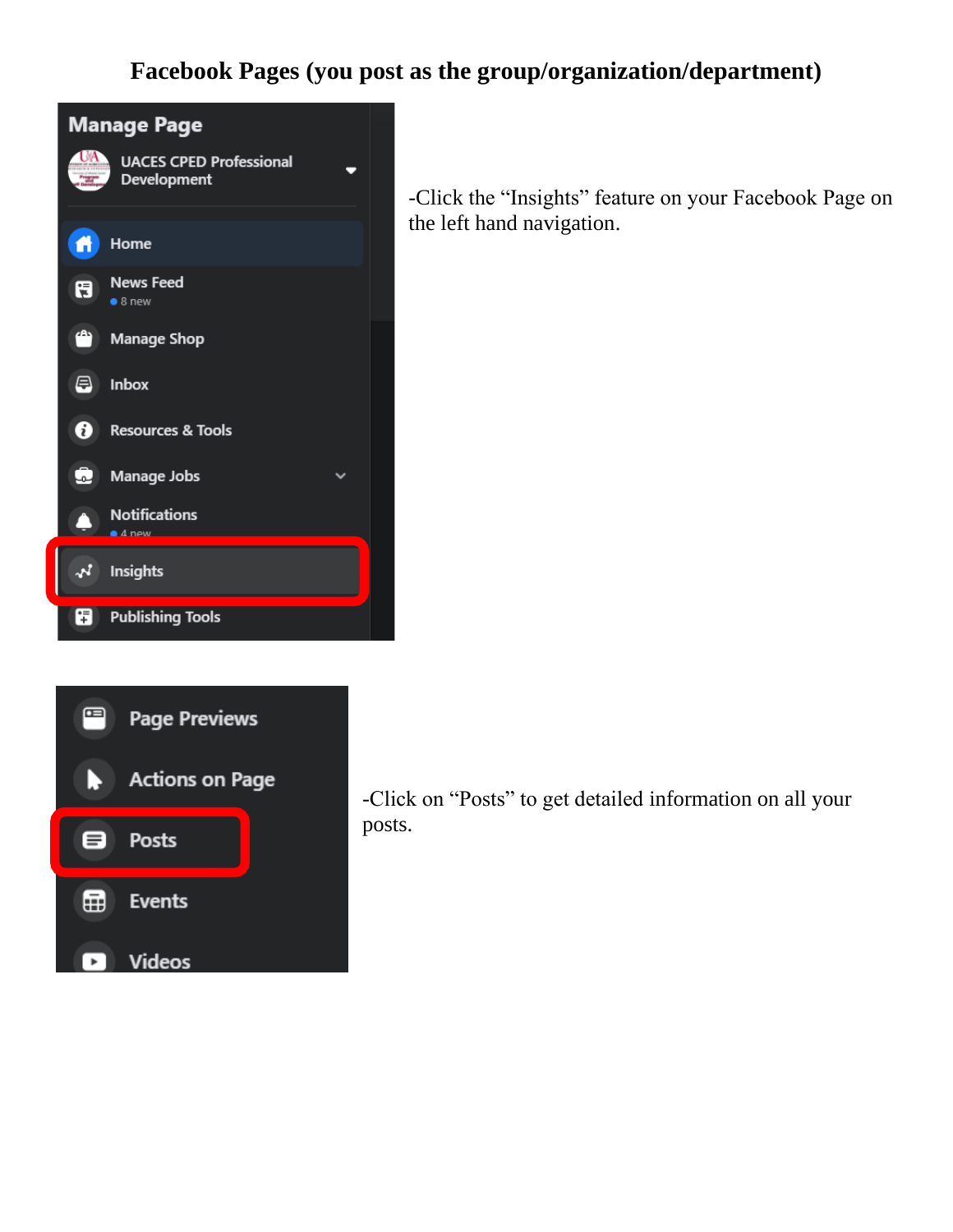# Facebook Pages (you post as the group/organization/department)

-Click the “Insights” feature on your Facebook Page on the left hand navigation.

-Click on “Posts” to get detailed information on all your posts.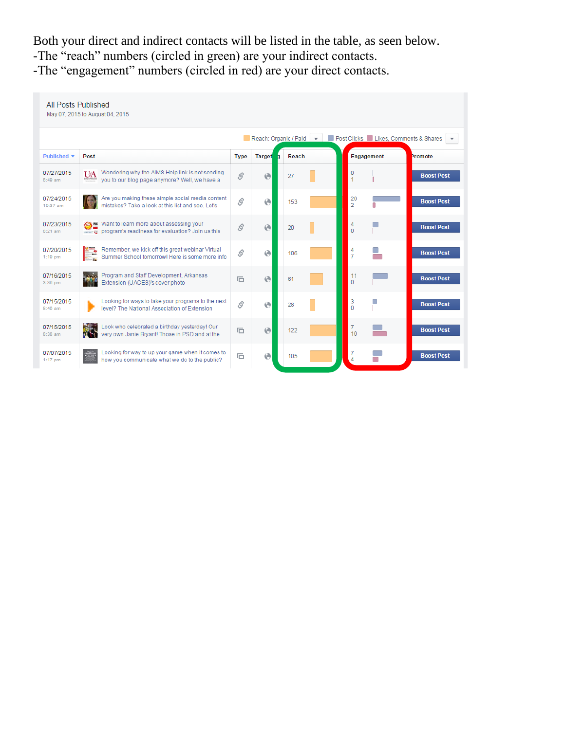Both your direct and indirect contacts will be listed in the table, as seen below.
-The "reach" numbers (circled in green) are your indirect contacts.
-The "engagement" numbers (circled in red) are your direct contacts.

**All Posts Published**
May 07, 2015 to August 04, 2015

Reach: Organic / Paid | Post Clicks | Likes, Comments & Shares

| Published | Post | Type | Targeting | Reach | Engagement | Promote |
|---|---|---|---|---|---|---|
| 07/27/2015 8:49 am | Wondering why the AIMS Help link is not sending you to our blog page anymore? Well, we have a | | | 27 | 0 / 1 | Boost Post |
| 07/24/2015 10:37 am | Are you making these simple social media content mistakes? Take a look at this list and see. Let's | | | 153 | 20 / 2 | Boost Post |
| 07/23/2015 8:21 am | Want to learn more about assessing your program's readiness for evaluation? Join us this | | | 20 | 4 / 0 | Boost Post |
| 07/20/2015 1:19 pm | Remember, we kick off this great webinar Virtual Summer School tomorrow! Here is some more info | | | 106 | 4 / 7 | Boost Post |
| 07/16/2015 3:36 pm | Program and Staff Development, Arkansas Extension (UACES)'s cover photo | | | 61 | 11 / 0 | Boost Post |
| 07/15/2015 8:46 am | Looking for ways to take your programs to the next level? The National Association of Extension | | | 28 | 3 / 0 | Boost Post |
| 07/15/2015 8:38 am | Look who celebrated a birthday yesterday! Our very own Janie Bryant! Those in PSD and at the | | | 122 | 7 / 10 | Boost Post |
| 07/07/2015 1:17 pm | Looking for way to up your game when it comes to how you communicate what we do to the public? | | | 105 | 7 / 4 | Boost Post |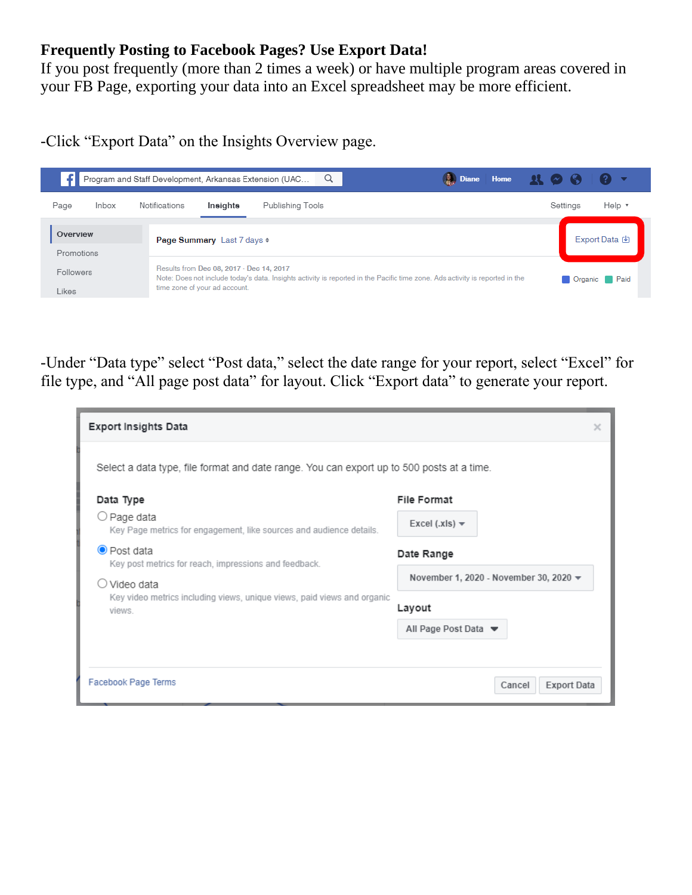**Frequently Posting to Facebook Pages? Use Export Data!**
If you post frequently (more than 2 times a week) or have multiple program areas covered in your FB Page, exporting your data into an Excel spreadsheet may be more efficient.

-Click "Export Data" on the Insights Overview page.

-Under "Data type" select "Post data," select the date range for your report, select "Excel" for file type, and "All page post data" for layout. Click "Export data" to generate your report.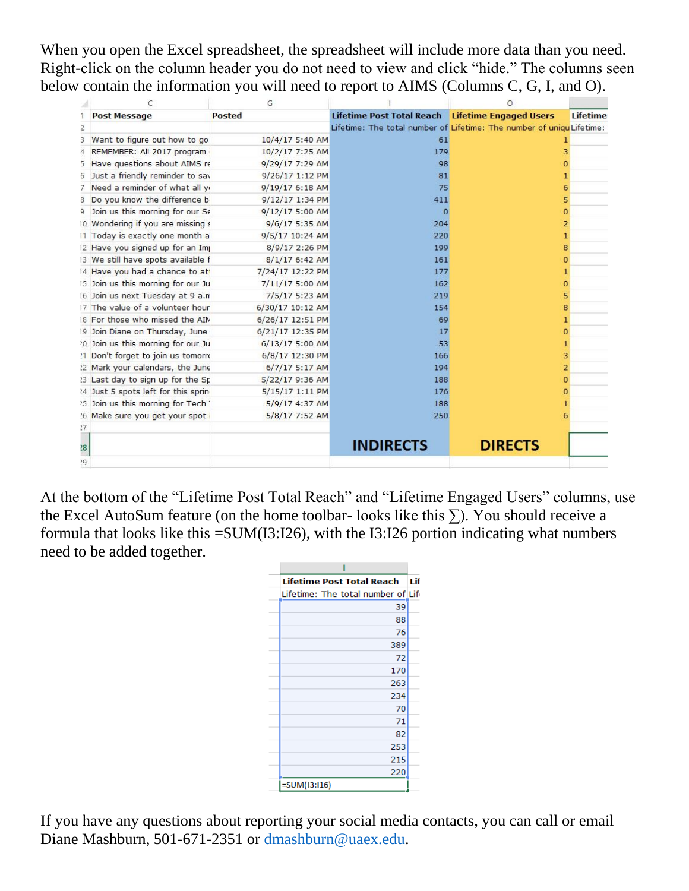When you open the Excel spreadsheet, the spreadsheet will include more data than you need. Right-click on the column header you do not need to view and click "hide." The columns seen below contain the information you will need to report to AIMS (Columns C, G, I, and O).

| | C | G | I | O | |
|---|---|---|---|---|---|
| 1 | Post Message | Posted | Lifetime Post Total Reach | Lifetime Engaged Users | Lifetime |
| 2 | | | Lifetime: The total number of | Lifetime: The number of uniqu | Lifetime: |
| 3 | Want to figure out how to go | 10/4/17 5:40 AM | 61 | 1 | |
| 4 | REMEMBER: All 2017 program | 10/2/17 7:25 AM | 179 | 3 | |
| 5 | Have questions about AIMS re | 9/29/17 7:29 AM | 98 | 0 | |
| 6 | Just a friendly reminder to sav | 9/26/17 1:12 PM | 81 | 1 | |
| 7 | Need a reminder of what all yo | 9/19/17 6:18 AM | 75 | 6 | |
| 8 | Do you know the difference b | 9/12/17 1:34 PM | 411 | 5 | |
| 9 | Join us this morning for our Se | 9/12/17 5:00 AM | 0 | 0 | |
| 10 | Wondering if you are missing s | 9/6/17 5:35 AM | 204 | 2 | |
| 11 | Today is exactly one month a | 9/5/17 10:24 AM | 220 | 1 | |
| 12 | Have you signed up for an Imp | 8/9/17 2:26 PM | 199 | 8 | |
| 13 | We still have spots available f | 8/1/17 6:42 AM | 161 | 0 | |
| 14 | Have you had a chance to at | 7/24/17 12:22 PM | 177 | 1 | |
| 15 | Join us this morning for our Ju | 7/11/17 5:00 AM | 162 | 0 | |
| 16 | Join us next Tuesday at 9 a.m | 7/5/17 5:23 AM | 219 | 5 | |
| 17 | The value of a volunteer hour | 6/30/17 10:12 AM | 154 | 8 | |
| 18 | For those who missed the AIM | 6/26/17 12:51 PM | 69 | 1 | |
| 19 | Join Diane on Thursday, June | 6/21/17 12:35 PM | 17 | 0 | |
| 20 | Join us this morning for our Ju | 6/13/17 5:00 AM | 53 | 1 | |
| 21 | Don't forget to join us tomorro | 6/8/17 12:30 PM | 166 | 3 | |
| 22 | Mark your calendars, the June | 6/7/17 5:17 AM | 194 | 2 | |
| 23 | Last day to sign up for the Sp | 5/22/17 9:36 AM | 188 | 0 | |
| 24 | Just 5 spots left for this sprin | 5/15/17 1:11 PM | 176 | 0 | |
| 25 | Join us this morning for Tech | 5/9/17 4:37 AM | 188 | 1 | |
| 26 | Make sure you get your spot | 5/8/17 7:52 AM | 250 | 6 | |
| 27 | | | | | |
| 28 | | | INDIRECTS | DIRECTS | |
| 29 | | | | | |

At the bottom of the "Lifetime Post Total Reach" and "Lifetime Engaged Users" columns, use the Excel AutoSum feature (on the home toolbar- looks like this ∑). You should receive a formula that looks like this =SUM(I3:I26), with the I3:I26 portion indicating what numbers need to be added together.

| I | |
|---|---|
| Lifetime Post Total Reach | Lif |
| Lifetime: The total number of | Lif |
| 39 | |
| 88 | |
| 76 | |
| 389 | |
| 72 | |
| 170 | |
| 263 | |
| 234 | |
| 70 | |
| 71 | |
| 82 | |
| 253 | |
| 215 | |
| 220 | |
| =SUM(I3:I16) | |

If you have any questions about reporting your social media contacts, you can call or email Diane Mashburn, 501-671-2351 or dmashburn@uaex.edu.